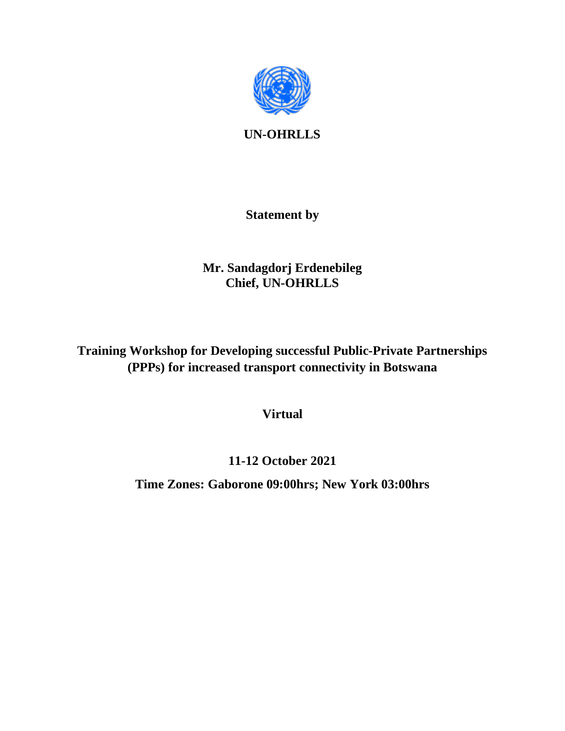**UN-OHRLLS**

**Statement by**

**Mr. Sandagdorj Erdenebileg**
**Chief, UN-OHRLLS**

**Training Workshop for Developing successful Public-Private Partnerships (PPPs) for increased transport connectivity in Botswana**

**Virtual**

**11-12 October 2021**

**Time Zones: Gaborone 09:00hrs; New York 03:00hrs**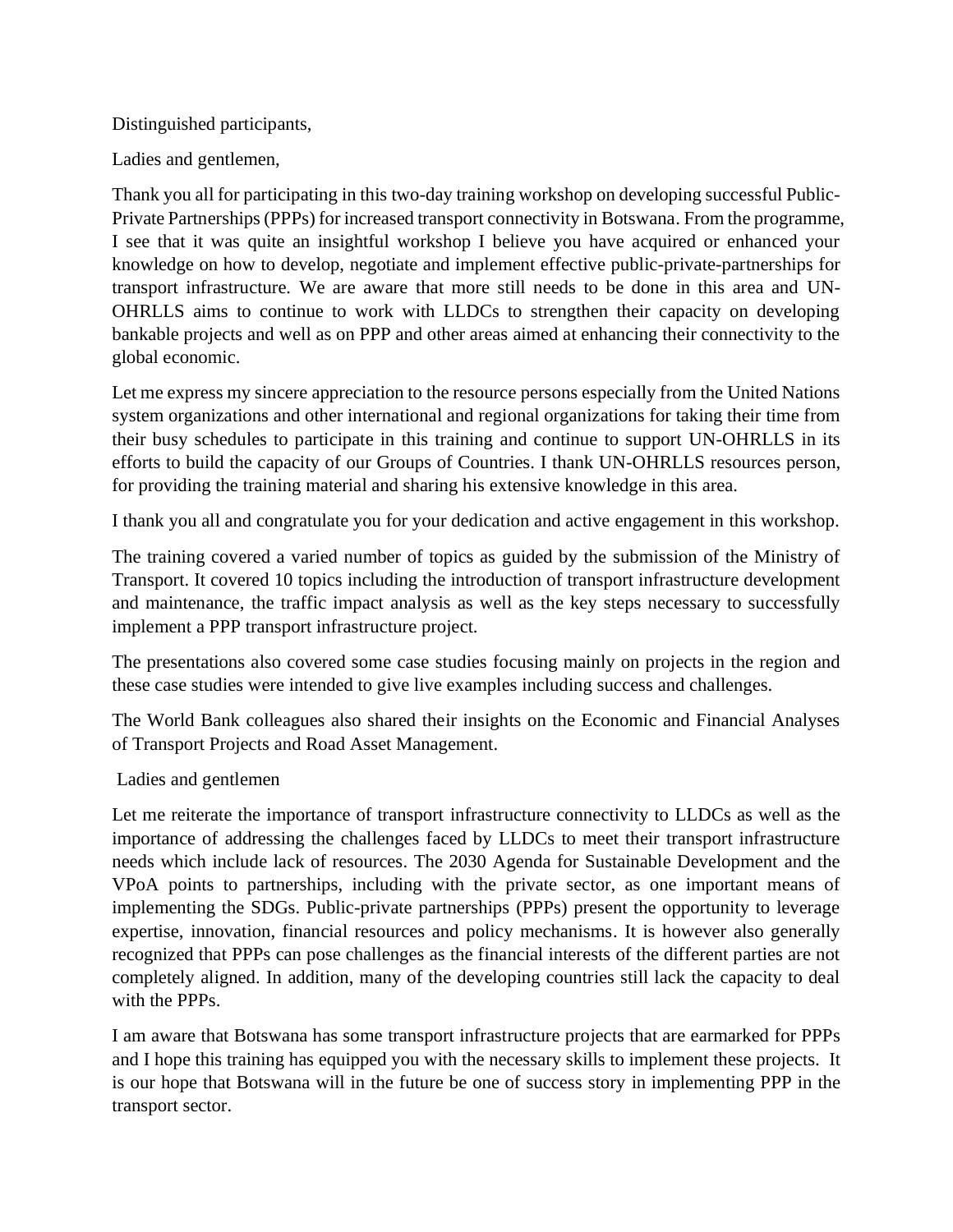Distinguished participants,

Ladies and gentlemen,

Thank you all for participating in this two-day training workshop on developing successful Public-Private Partnerships (PPPs) for increased transport connectivity in Botswana. From the programme, I see that it was quite an insightful workshop I believe you have acquired or enhanced your knowledge on how to develop, negotiate and implement effective public-private-partnerships for transport infrastructure. We are aware that more still needs to be done in this area and UN-OHRLLS aims to continue to work with LLDCs to strengthen their capacity on developing bankable projects and well as on PPP and other areas aimed at enhancing their connectivity to the global economic.

Let me express my sincere appreciation to the resource persons especially from the United Nations system organizations and other international and regional organizations for taking their time from their busy schedules to participate in this training and continue to support UN-OHRLLS in its efforts to build the capacity of our Groups of Countries. I thank UN-OHRLLS resources person, for providing the training material and sharing his extensive knowledge in this area.

I thank you all and congratulate you for your dedication and active engagement in this workshop.

The training covered a varied number of topics as guided by the submission of the Ministry of Transport. It covered 10 topics including the introduction of transport infrastructure development and maintenance, the traffic impact analysis as well as the key steps necessary to successfully implement a PPP transport infrastructure project.

The presentations also covered some case studies focusing mainly on projects in the region and these case studies were intended to give live examples including success and challenges.

The World Bank colleagues also shared their insights on the Economic and Financial Analyses of Transport Projects and Road Asset Management.

Ladies and gentlemen

Let me reiterate the importance of transport infrastructure connectivity to LLDCs as well as the importance of addressing the challenges faced by LLDCs to meet their transport infrastructure needs which include lack of resources. The 2030 Agenda for Sustainable Development and the VPoA points to partnerships, including with the private sector, as one important means of implementing the SDGs. Public-private partnerships (PPPs) present the opportunity to leverage expertise, innovation, financial resources and policy mechanisms. It is however also generally recognized that PPPs can pose challenges as the financial interests of the different parties are not completely aligned. In addition, many of the developing countries still lack the capacity to deal with the PPPs.

I am aware that Botswana has some transport infrastructure projects that are earmarked for PPPs and I hope this training has equipped you with the necessary skills to implement these projects. It is our hope that Botswana will in the future be one of success story in implementing PPP in the transport sector.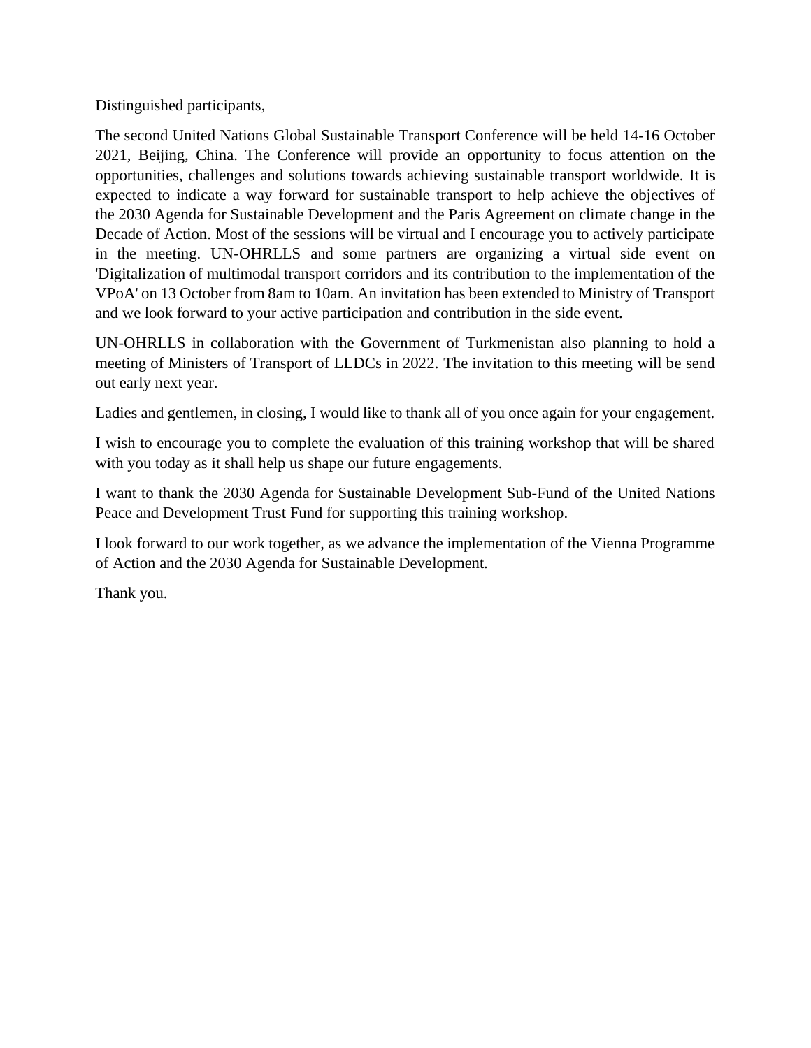Distinguished participants,

The second United Nations Global Sustainable Transport Conference will be held 14-16 October 2021, Beijing, China. The Conference will provide an opportunity to focus attention on the opportunities, challenges and solutions towards achieving sustainable transport worldwide. It is expected to indicate a way forward for sustainable transport to help achieve the objectives of the 2030 Agenda for Sustainable Development and the Paris Agreement on climate change in the Decade of Action. Most of the sessions will be virtual and I encourage you to actively participate in the meeting. UN-OHRLLS and some partners are organizing a virtual side event on 'Digitalization of multimodal transport corridors and its contribution to the implementation of the VPoA' on 13 October from 8am to 10am. An invitation has been extended to Ministry of Transport and we look forward to your active participation and contribution in the side event.

UN-OHRLLS in collaboration with the Government of Turkmenistan also planning to hold a meeting of Ministers of Transport of LLDCs in 2022. The invitation to this meeting will be send out early next year.

Ladies and gentlemen, in closing, I would like to thank all of you once again for your engagement.

I wish to encourage you to complete the evaluation of this training workshop that will be shared with you today as it shall help us shape our future engagements.

I want to thank the 2030 Agenda for Sustainable Development Sub-Fund of the United Nations Peace and Development Trust Fund for supporting this training workshop.

I look forward to our work together, as we advance the implementation of the Vienna Programme of Action and the 2030 Agenda for Sustainable Development.

Thank you.